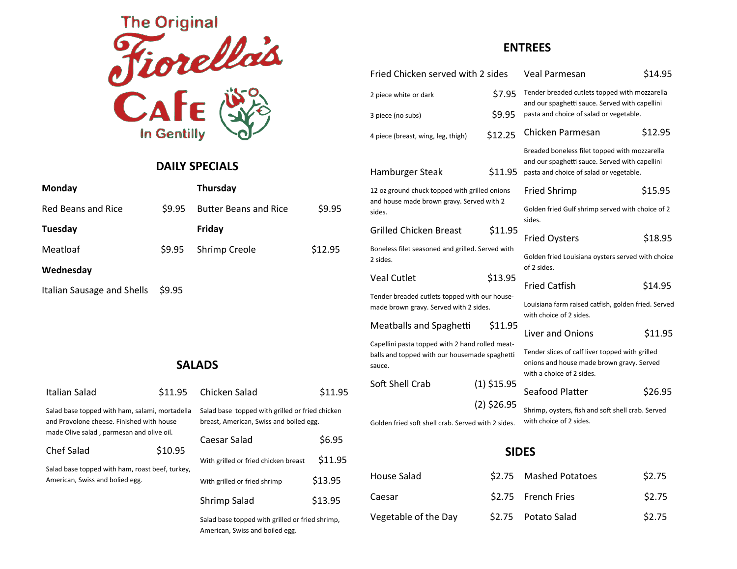# The Original Fiorella's Cafe

In Gentilly

## DAILY SPECIALS

**Monday**

Red Beans and Rice $9.95

**Tuesday**

Meatloaf $9.95

**Wednesday**

Italian Sausage and Shells $9.95

**Thursday**

Butter Beans and Rice $9.95

**Friday**

Shrimp Creole $12.95

## SALADS

**Italian Salad** $11.95

Salad base topped with ham, salami, mortadella and Provolone cheese. Finished with house made Olive salad , parmesan and olive oil.

**Chef Salad** $10.95

Salad base topped with ham, roast beef, turkey, American, Swiss and bolied egg.

**Chicken Salad** $11.95

Salad base topped with grilled or fried chicken breast, American, Swiss and boiled egg.

**Caesar Salad** $6.95

- With grilled or fried chicken breast $11.95
- With grilled or fried shrimp $13.95

**Shrimp Salad** $13.95

Salad base topped with grilled or fried shrimp, American, Swiss and boiled egg.

## ENTREES

**Fried Chicken served with 2 sides**

- 2 piece white or dark $7.95
- 3 piece (no subs) $9.95
- 4 piece (breast, wing, leg, thigh) $12.25

**Hamburger Steak** $11.95

12 oz ground chuck topped with grilled onions and house made brown gravy. Served with 2 sides.

**Grilled Chicken Breast** $11.95

Boneless filet seasoned and grilled. Served with 2 sides.

**Veal Cutlet** $13.95

Tender breaded cutlets topped with our house-made brown gravy. Served with 2 sides.

**Meatballs and Spaghetti** $11.95

Capellini pasta topped with 2 hand rolled meat-balls and topped with our housemade spaghetti sauce.

**Soft Shell Crab** (1) $15.95 / (2) $26.95

Golden fried soft shell crab. Served with 2 sides.

**Veal Parmesan** $14.95

Tender breaded cutlets topped with mozzarella and our spaghetti sauce. Served with capellini pasta and choice of salad or vegetable.

**Chicken Parmesan** $12.95

Breaded boneless filet topped with mozzarella and our spaghetti sauce. Served with capellini pasta and choice of salad or vegetable.

**Fried Shrimp** $15.95

Golden fried Gulf shrimp served with choice of 2 sides.

**Fried Oysters** $18.95

Golden fried Louisiana oysters served with choice of 2 sides.

**Fried Catfish** $14.95

Louisiana farm raised catfish, golden fried. Served with choice of 2 sides.

**Liver and Onions** $11.95

Tender slices of calf liver topped with grilled onions and house made brown gravy. Served with a choice of 2 sides.

**Seafood Platter** $26.95

Shrimp, oysters, fish and soft shell crab. Served with choice of 2 sides.

## SIDES

| Item | Price | Item | Price |
|---|---|---|---|
| House Salad | $2.75 | Mashed Potatoes | $2.75 |
| Caesar | $2.75 | French Fries | $2.75 |
| Vegetable of the Day | $2.75 | Potato Salad | $2.75 |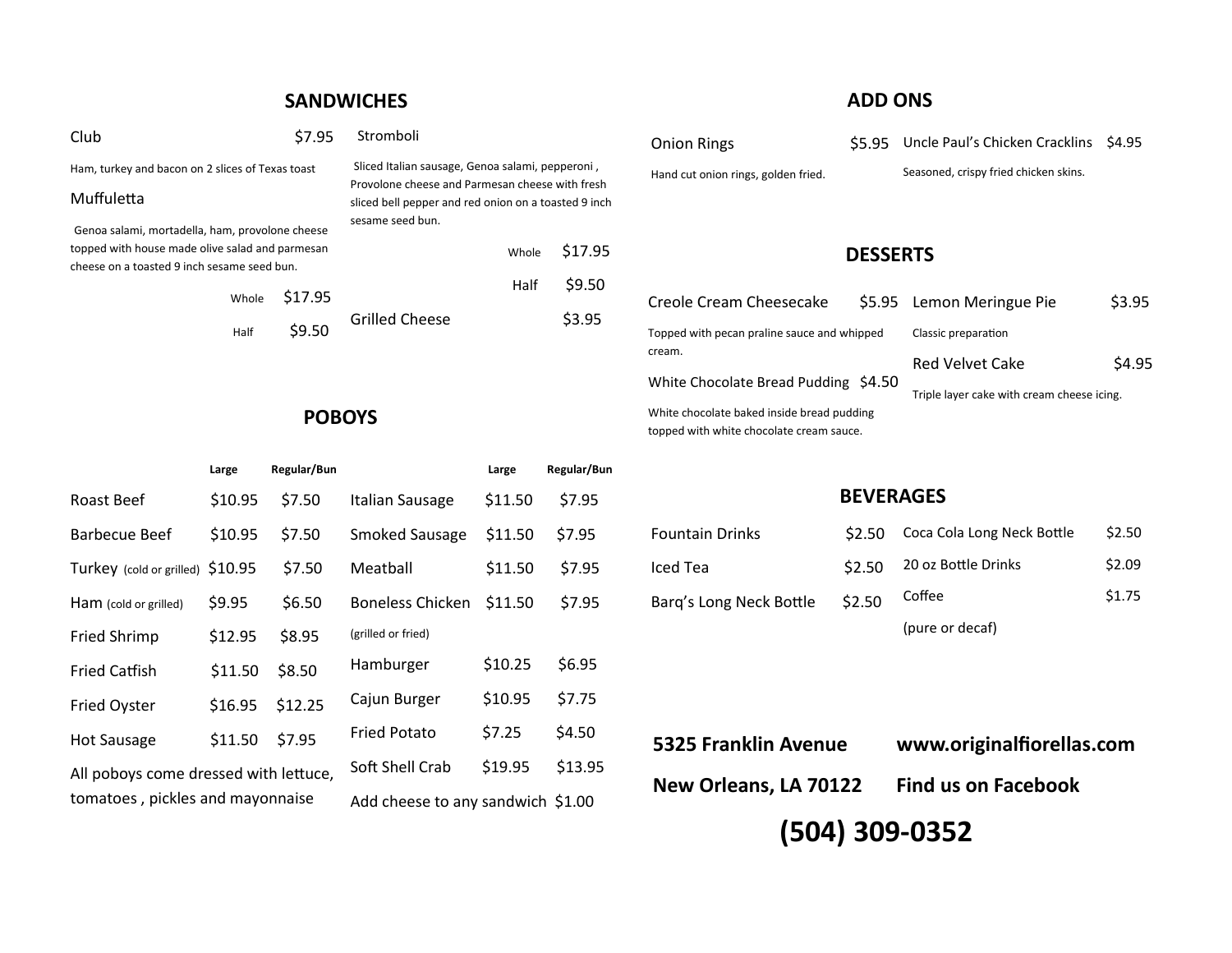## SANDWICHES

**Club** $7.95

Ham, turkey and bacon on 2 slices of Texas toast

**Muffuletta**

Genoa salami, mortadella, ham, provolone cheese topped with house made olive salad and parmesan cheese on a toasted 9 inch sesame seed bun.

| | |
|---|---|
| Whole | $17.95 |
| Half | $9.50 |

**Stromboli**

Sliced Italian sausage, Genoa salami, pepperoni , Provolone cheese and Parmesan cheese with fresh sliced bell pepper and red onion on a toasted 9 inch sesame seed bun.

| | |
|---|---|
| Whole | $17.95 |
| Half | $9.50 |

**Grilled Cheese** $3.95

## POBOYS

| | Large | Regular/Bun |
|---|---|---|
| Roast Beef | $10.95 | $7.50 |
| Barbecue Beef | $10.95 | $7.50 |
| Turkey (cold or grilled) | $10.95 | $7.50 |
| Ham (cold or grilled) | $9.95 | $6.50 |
| Fried Shrimp | $12.95 | $8.95 |
| Fried Catfish | $11.50 | $8.50 |
| Fried Oyster | $16.95 | $12.25 |
| Hot Sausage | $11.50 | $7.95 |
| Italian Sausage | $11.50 | $7.95 |
| Smoked Sausage | $11.50 | $7.95 |
| Meatball | $11.50 | $7.95 |
| Boneless Chicken (grilled or fried) | $11.50 | $7.95 |
| Hamburger | $10.25 | $6.95 |
| Cajun Burger | $10.95 | $7.75 |
| Fried Potato | $7.25 | $4.50 |
| Soft Shell Crab | $19.95 | $13.95 |

All poboys come dressed with lettuce, tomatoes , pickles and mayonnaise

Add cheese to any sandwich $1.00

## ADD ONS

**Onion Rings** $5.95

Hand cut onion rings, golden fried.

**Uncle Paul's Chicken Cracklins** $4.95

Seasoned, crispy fried chicken skins.

## DESSERTS

**Creole Cream Cheesecake** $5.95

Topped with pecan praline sauce and whipped cream.

**White Chocolate Bread Pudding** $4.50

White chocolate baked inside bread pudding topped with white chocolate cream sauce.

**Lemon Meringue Pie** $3.95

Classic preparation

**Red Velvet Cake** $4.95

Triple layer cake with cream cheese icing.

## BEVERAGES

| | |
|---|---|
| Fountain Drinks | $2.50 |
| Iced Tea | $2.50 |
| Barq's Long Neck Bottle | $2.50 |
| Coca Cola Long Neck Bottle | $2.50 |
| 20 oz Bottle Drinks | $2.09 |
| Coffee (pure or decaf) | $1.75 |

**5325 Franklin Avenue**

**New Orleans, LA 70122**

**www.originalfiorellas.com**

**Find us on Facebook**

**(504) 309-0352**